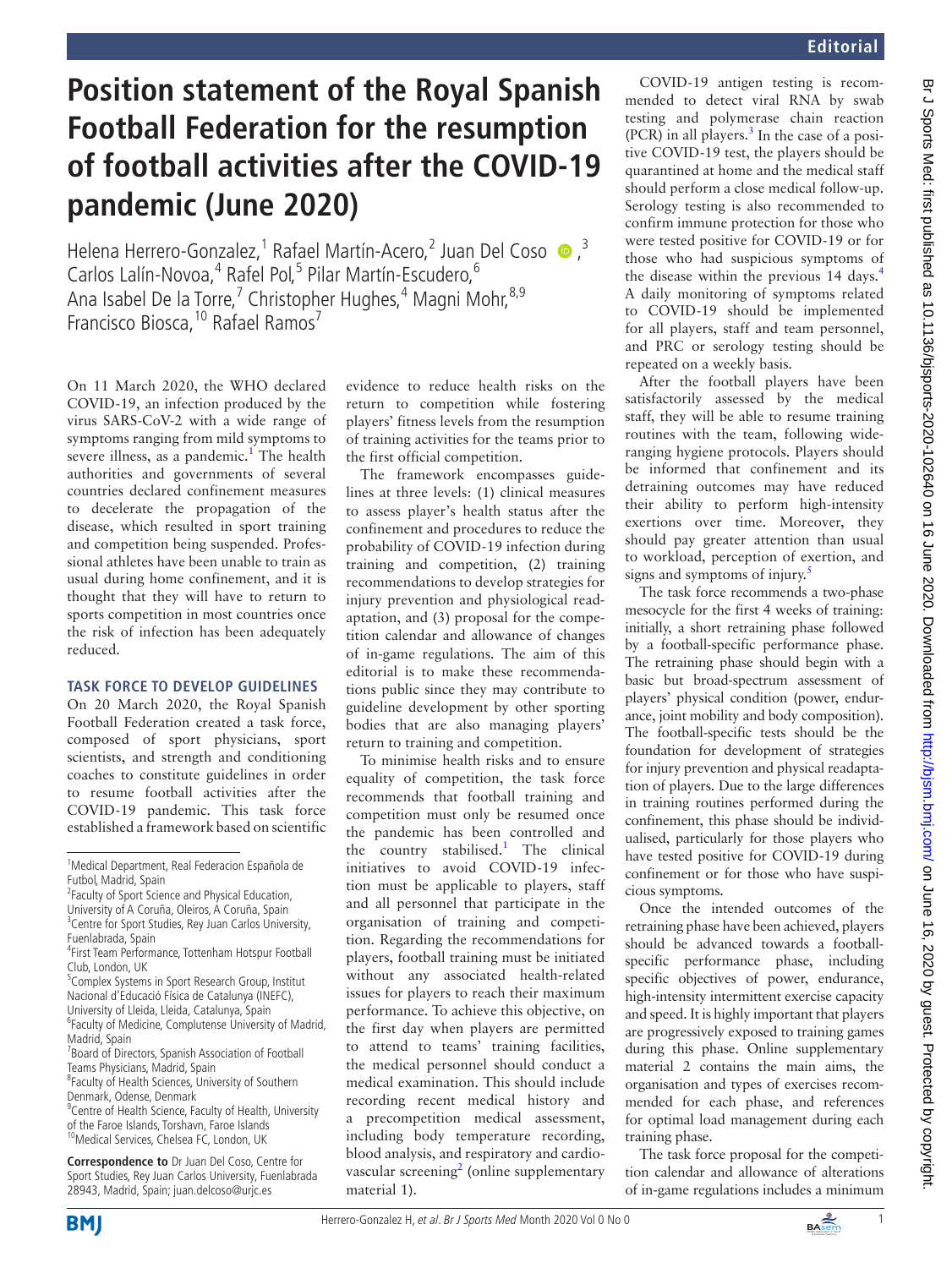# Position statement of the Royal Spanish Football Federation for the resumption of football activities after the COVID-19 pandemic (June 2020)

Helena Herrero-Gonzalez,[1] Rafael Martín-Acero,[2] Juan Del Coso,[3] Carlos Lalín-Novoa,[4] Rafel Pol,[5] Pilar Martín-Escudero,[6] Ana Isabel De la Torre,[7] Christopher Hughes,[4] Magni Mohr,[8,9] Francisco Biosca,[10] Rafael Ramos[7]

On 11 March 2020, the WHO declared COVID-19, an infection produced by the virus SARS-CoV-2 with a wide range of symptoms ranging from mild symptoms to severe illness, as a pandemic.[1] The health authorities and governments of several countries declared confinement measures to decelerate the propagation of the disease, which resulted in sport training and competition being suspended. Professional athletes have been unable to train as usual during home confinement, and it is thought that they will have to return to sports competition in most countries once the risk of infection has been adequately reduced.

## TASK FORCE TO DEVELOP GUIDELINES

On 20 March 2020, the Royal Spanish Football Federation created a task force, composed of sport physicians, sport scientists, and strength and conditioning coaches to constitute guidelines in order to resume football activities after the COVID-19 pandemic. This task force established a framework based on scientific evidence to reduce health risks on the return to competition while fostering players' fitness levels from the resumption of training activities for the teams prior to the first official competition.

The framework encompasses guidelines at three levels: (1) clinical measures to assess player's health status after the confinement and procedures to reduce the probability of COVID-19 infection during training and competition, (2) training recommendations to develop strategies for injury prevention and physiological readaptation, and (3) proposal for the competition calendar and allowance of changes of in-game regulations. The aim of this editorial is to make these recommendations public since they may contribute to guideline development by other sporting bodies that are also managing players' return to training and competition.

To minimise health risks and to ensure equality of competition, the task force recommends that football training and competition must only be resumed once the pandemic has been controlled and the country stabilised.[1] The clinical initiatives to avoid COVID-19 infection must be applicable to players, staff and all personnel that participate in the organisation of training and competition. Regarding the recommendations for players, football training must be initiated without any associated health-related issues for players to reach their maximum performance. To achieve this objective, on the first day when players are permitted to attend to teams' training facilities, the medical personnel should conduct a medical examination. This should include recording recent medical history and a precompetition medical assessment, including body temperature recording, blood analysis, and respiratory and cardiovascular screening[2] (online supplementary material 1).

COVID-19 antigen testing is recommended to detect viral RNA by swab testing and polymerase chain reaction (PCR) in all players.[3] In the case of a positive COVID-19 test, the players should be quarantined at home and the medical staff should perform a close medical follow-up. Serology testing is also recommended to confirm immune protection for those who were tested positive for COVID-19 or for those who had suspicious symptoms of the disease within the previous 14 days.[4] A daily monitoring of symptoms related to COVID-19 should be implemented for all players, staff and team personnel, and PRC or serology testing should be repeated on a weekly basis.

After the football players have been satisfactorily assessed by the medical staff, they will be able to resume training routines with the team, following wide-ranging hygiene protocols. Players should be informed that confinement and its detraining outcomes may have reduced their ability to perform high-intensity exertions over time. Moreover, they should pay greater attention than usual to workload, perception of exertion, and signs and symptoms of injury.[5]

The task force recommends a two-phase mesocycle for the first 4 weeks of training: initially, a short retraining phase followed by a football-specific performance phase. The retraining phase should begin with a basic but broad-spectrum assessment of players' physical condition (power, endurance, joint mobility and body composition). The football-specific tests should be the foundation for development of strategies for injury prevention and physical readaptation of players. Due to the large differences in training routines performed during the confinement, this phase should be individualised, particularly for those players who have tested positive for COVID-19 during confinement or for those who have suspicious symptoms.

Once the intended outcomes of the retraining phase have been achieved, players should be advanced towards a football-specific performance phase, including specific objectives of power, endurance, high-intensity intermittent exercise capacity and speed. It is highly important that players are progressively exposed to training games during this phase. Online supplementary material 2 contains the main aims, the organisation and types of exercises recommended for each phase, and references for optimal load management during each training phase.

The task force proposal for the competition calendar and allowance of alterations of in-game regulations includes a minimum

---

[1]Medical Department, Real Federacion Española de Futbol, Madrid, Spain
[2]Faculty of Sport Science and Physical Education, University of A Coruña, Oleiros, A Coruña, Spain
[3]Centre for Sport Studies, Rey Juan Carlos University, Fuenlabrada, Spain
[4]First Team Performance, Tottenham Hotspur Football Club, London, UK
[5]Complex Systems in Sport Research Group, Institut Nacional d'Educació Física de Catalunya (INEFC), University of Lleida, Lleida, Catalunya, Spain
[6]Faculty of Medicine, Complutense University of Madrid, Madrid, Spain
[7]Board of Directors, Spanish Association of Football Teams Physicians, Madrid, Spain
[8]Faculty of Health Sciences, University of Southern Denmark, Odense, Denmark
[9]Centre of Health Science, Faculty of Health, University of the Faroe Islands, Torshavn, Faroe Islands
[10]Medical Services, Chelsea FC, London, UK

**Correspondence to** Dr Juan Del Coso, Centre for Sport Studies, Rey Juan Carlos University, Fuenlabrada 28943, Madrid, Spain; juan.delcoso@urjc.es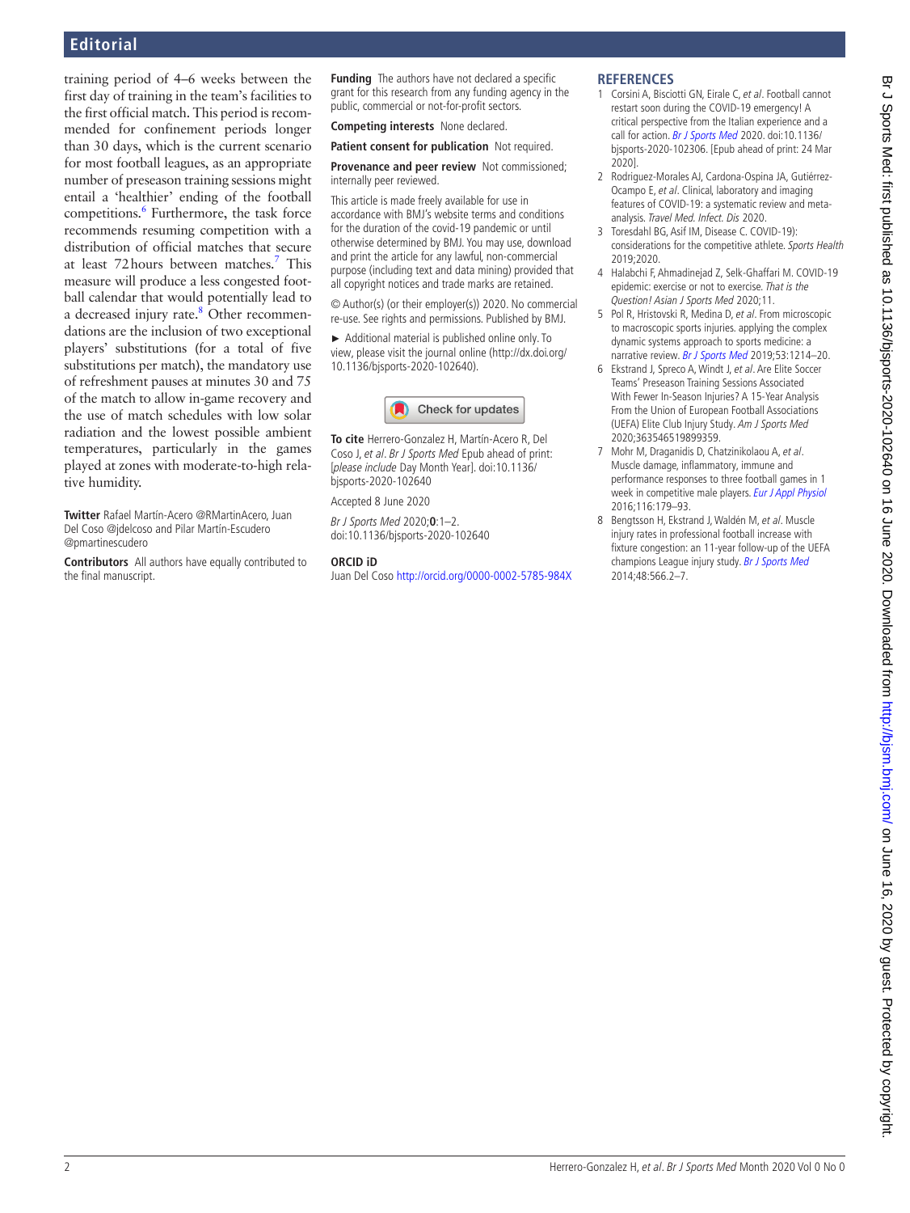training period of 4–6 weeks between the first day of training in the team's facilities to the first official match. This period is recommended for confinement periods longer than 30 days, which is the current scenario for most football leagues, as an appropriate number of preseason training sessions might entail a 'healthier' ending of the football competitions.[6] Furthermore, the task force recommends resuming competition with a distribution of official matches that secure at least 72 hours between matches.[7] This measure will produce a less congested football calendar that would potentially lead to a decreased injury rate.[8] Other recommendations are the inclusion of two exceptional players' substitutions (for a total of five substitutions per match), the mandatory use of refreshment pauses at minutes 30 and 75 of the match to allow in-game recovery and the use of match schedules with low solar radiation and the lowest possible ambient temperatures, particularly in the games played at zones with moderate-to-high relative humidity.

**Twitter** Rafael Martín-Acero @RMartinAcero, Juan Del Coso @jdelcoso and Pilar Martín-Escudero @pmartinescudero

**Contributors** All authors have equally contributed to the final manuscript.

**Funding** The authors have not declared a specific grant for this research from any funding agency in the public, commercial or not-for-profit sectors.

**Competing interests** None declared.

**Patient consent for publication** Not required.

**Provenance and peer review** Not commissioned; internally peer reviewed.

This article is made freely available for use in accordance with BMJ's website terms and conditions for the duration of the covid-19 pandemic or until otherwise determined by BMJ. You may use, download and print the article for any lawful, non-commercial purpose (including text and data mining) provided that all copyright notices and trade marks are retained.

© Author(s) (or their employer(s)) 2020. No commercial re-use. See rights and permissions. Published by BMJ.

► Additional material is published online only. To view, please visit the journal online (http://dx.doi.org/10.1136/bjsports-2020-102640).

**To cite** Herrero-Gonzalez H, Martín-Acero R, Del Coso J, *et al*. *Br J Sports Med* Epub ahead of print: [*please include* Day Month Year]. doi:10.1136/bjsports-2020-102640

Accepted 8 June 2020

*Br J Sports Med* 2020;**0**:1–2. doi:10.1136/bjsports-2020-102640

**ORCID iD**

Juan Del Coso http://orcid.org/0000-0002-5785-984X

## REFERENCES

1. Corsini A, Bisciotti GN, Eirale C, *et al*. Football cannot restart soon during the COVID-19 emergency! A critical perspective from the Italian experience and a call for action. *Br J Sports Med* 2020. doi:10.1136/bjsports-2020-102306. [Epub ahead of print: 24 Mar 2020].
2. Rodriguez-Morales AJ, Cardona-Ospina JA, Gutiérrez-Ocampo E, *et al*. Clinical, laboratory and imaging features of COVID-19: a systematic review and meta-analysis. *Travel Med. Infect. Dis* 2020.
3. Toresdahl BG, Asif IM, Disease C. COVID-19): considerations for the competitive athlete. *Sports Health* 2019;2020.
4. Halabchi F, Ahmadinejad Z, Selk-Ghaffari M. COVID-19 epidemic: exercise or not to exercise. *That is the Question! Asian J Sports Med* 2020;11.
5. Pol R, Hristovski R, Medina D, *et al*. From microscopic to macroscopic sports injuries. applying the complex dynamic systems approach to sports medicine: a narrative review. *Br J Sports Med* 2019;53:1214–20.
6. Ekstrand J, Spreco A, Windt J, *et al*. Are Elite Soccer Teams' Preseason Training Sessions Associated With Fewer In-Season Injuries? A 15-Year Analysis From the Union of European Football Associations (UEFA) Elite Club Injury Study. *Am J Sports Med* 2020;363546519899359.
7. Mohr M, Draganidis D, Chatzinikolaou A, *et al*. Muscle damage, inflammatory, immune and performance responses to three football games in 1 week in competitive male players. *Eur J Appl Physiol* 2016;116:179–93.
8. Bengtsson H, Ekstrand J, Waldén M, *et al*. Muscle injury rates in professional football increase with fixture congestion: an 11-year follow-up of the UEFA champions League injury study. *Br J Sports Med* 2014;48:566.2–7.